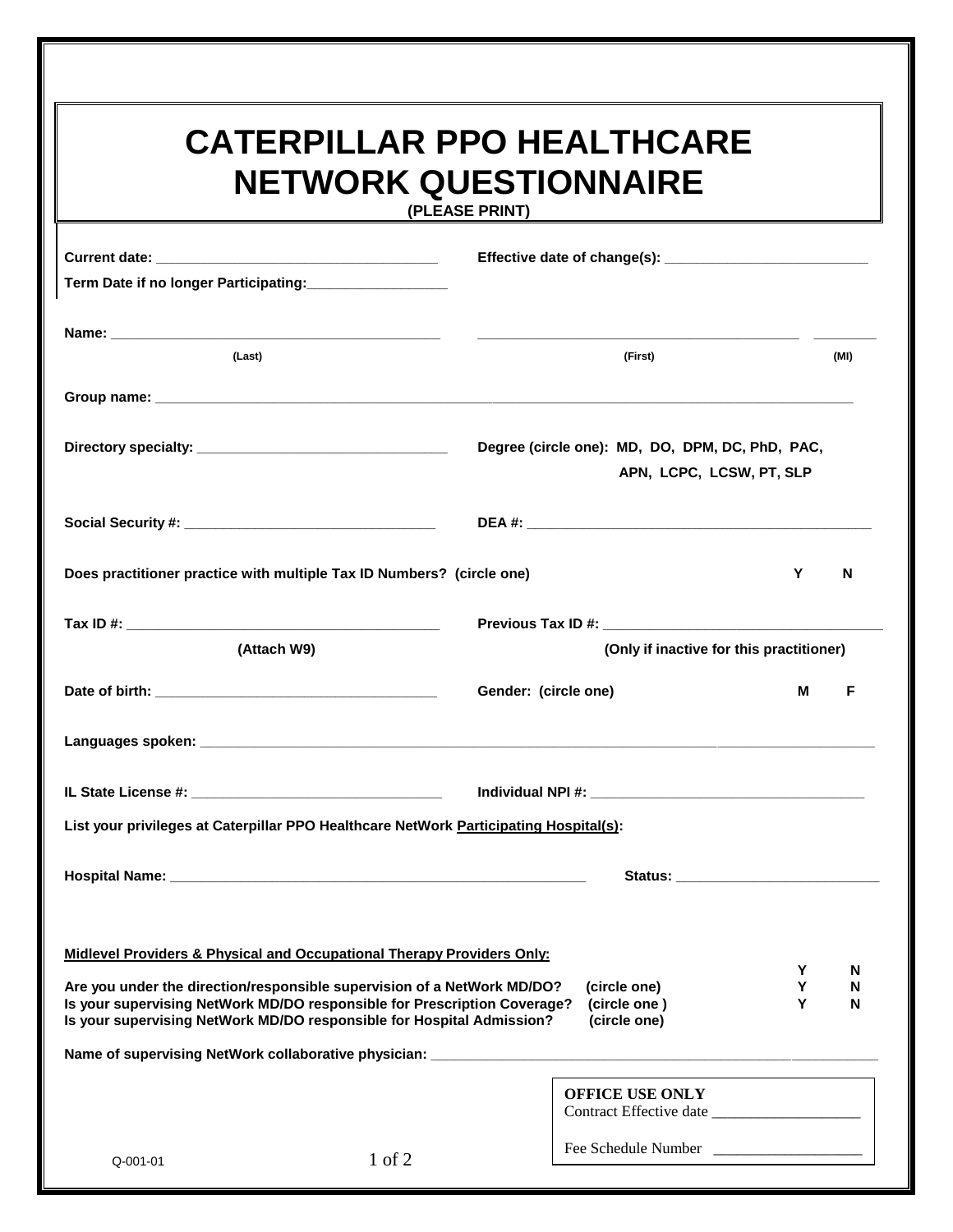# CATERPILLAR PPO HEALTHCARE NETWORK QUESTIONNAIRE

**(PLEASE PRINT)**

**Current date:** ____________________________________ **Effective date of change(s):** __________________________

**Term Date if no longer Participating:**__________________

**Name:** ____________________________________________ ____________________________________________ ________

(Last) (First) (MI)

**Group name:** ______________________________________________________________________________________________

**Directory specialty:** _________________________________ **Degree (circle one):** MD, DO, DPM, DC, PhD, PAC, APN, LCPC, LCSW, PT, SLP

**Social Security #:** ________________________________ **DEA #:** ____________________________________________

**Does practitioner practice with multiple Tax ID Numbers? (circle one)** Y N

**Tax ID #:** ______________________________________ **Previous Tax ID #:** ___________________________________

(Attach W9) (Only if inactive for this practitioner)

**Date of birth:** ____________________________________ **Gender: (circle one)** M F

**Languages spoken:** _________________________________________________________________________________________

**IL State License #:** ________________________________ **Individual NPI #:** ___________________________________

**List your privileges at Caterpillar PPO Healthcare NetWork Participating Hospital(s):**

**Hospital Name:** ________________________________________________________ **Status:** __________________________

**Midlevel Providers & Physical and Occupational Therapy Providers Only:**

**Are you under the direction/responsible supervision of a NetWork MD/DO?** (circle one) Y N

**Is your supervising NetWork MD/DO responsible for Prescription Coverage?** (circle one) Y N

**Is your supervising NetWork MD/DO responsible for Hospital Admission?** (circle one) Y N

**Name of supervising NetWork collaborative physician:** ______________________________________________________________

**OFFICE USE ONLY**

Contract Effective date ___________________

Fee Schedule Number ___________________

Q-001-01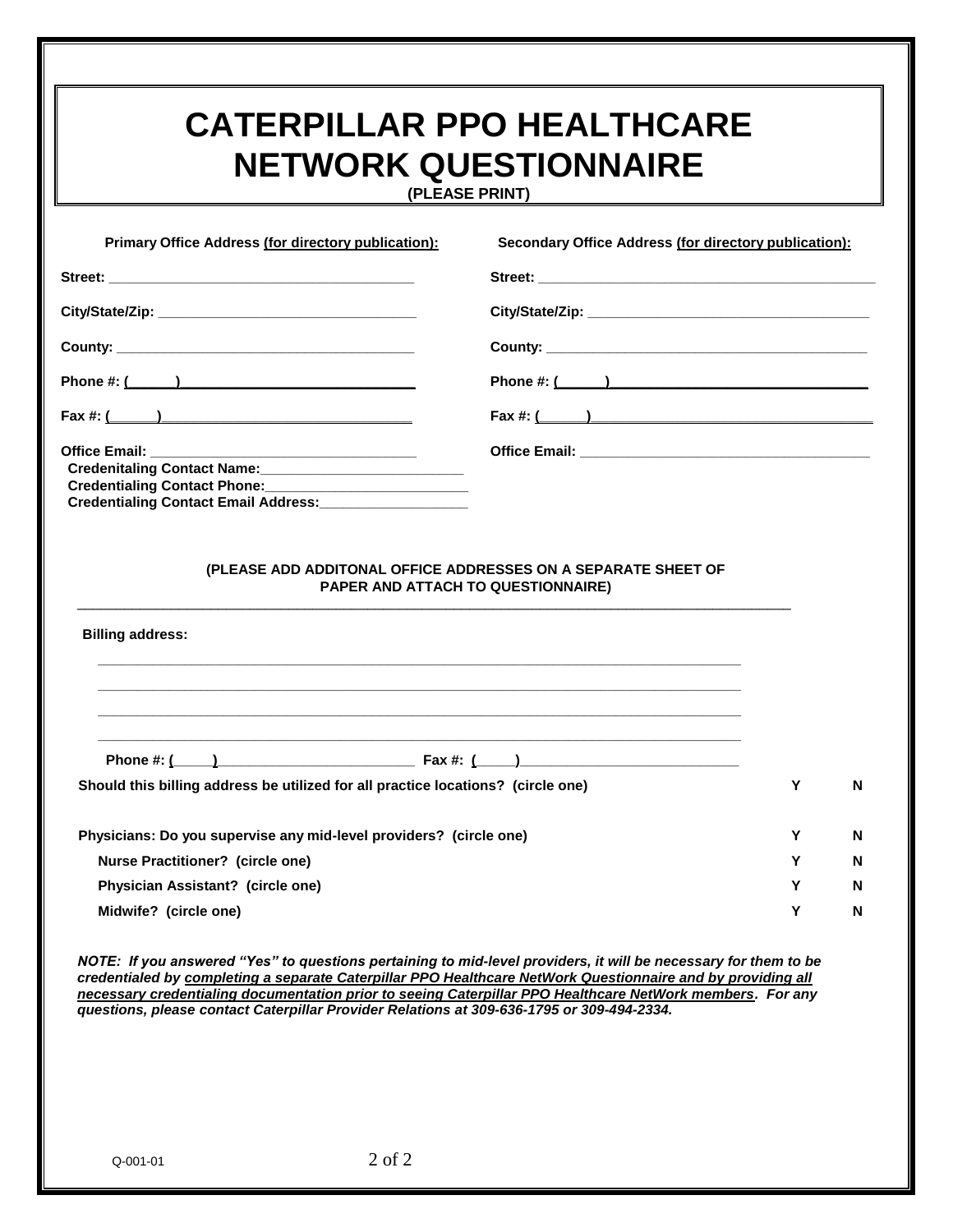# CATERPILLAR PPO HEALTHCARE NETWORK QUESTIONNAIRE

**(PLEASE PRINT)**

**Primary Office Address (for directory publication):**

**Street:** ______________________________________

**City/State/Zip:** ________________________________

**County:** ______________________________________

**Phone #:** (______)______________________________

**Fax #:** (______)________________________________

**Office Email:** __________________________________

**Credenitaling Contact Name:**__________________________

**Credentialing Contact Phone:**__________________________

**Credentialing Contact Email Address:**___________________

**Secondary Office Address (for directory publication):**

**Street:** ____________________________________________

**City/State/Zip:** ____________________________________

**County:** ____________________________________________

**Phone #:** (______)____________________________________

**Fax #:** (______)______________________________________

**Office Email:** _______________________________________

**(PLEASE ADD ADDITONAL OFFICE ADDRESSES ON A SEPARATE SHEET OF PAPER AND ATTACH TO QUESTIONNAIRE)**

**Billing address:**

________________________________________________________________________________

________________________________________________________________________________

________________________________________________________________________________

________________________________________________________________________________

**Phone #:** (_____)_________________________ **Fax #:** (_____)___________________________

| | | |
|---|---|---|
| **Should this billing address be utilized for all practice locations? (circle one)** | **Y** | **N** |
| **Physicians: Do you supervise any mid-level providers? (circle one)** | **Y** | **N** |
| **Nurse Practitioner? (circle one)** | **Y** | **N** |
| **Physician Assistant? (circle one)** | **Y** | **N** |
| **Midwife? (circle one)** | **Y** | **N** |

***NOTE: If you answered "Yes" to questions pertaining to mid-level providers, it will be necessary for them to be credentialed by completing a separate Caterpillar PPO Healthcare NetWork Questionnaire and by providing all necessary credentialing documentation prior to seeing Caterpillar PPO Healthcare NetWork members. For any questions, please contact Caterpillar Provider Relations at 309-636-1795 or 309-494-2334.***

Q-001-01